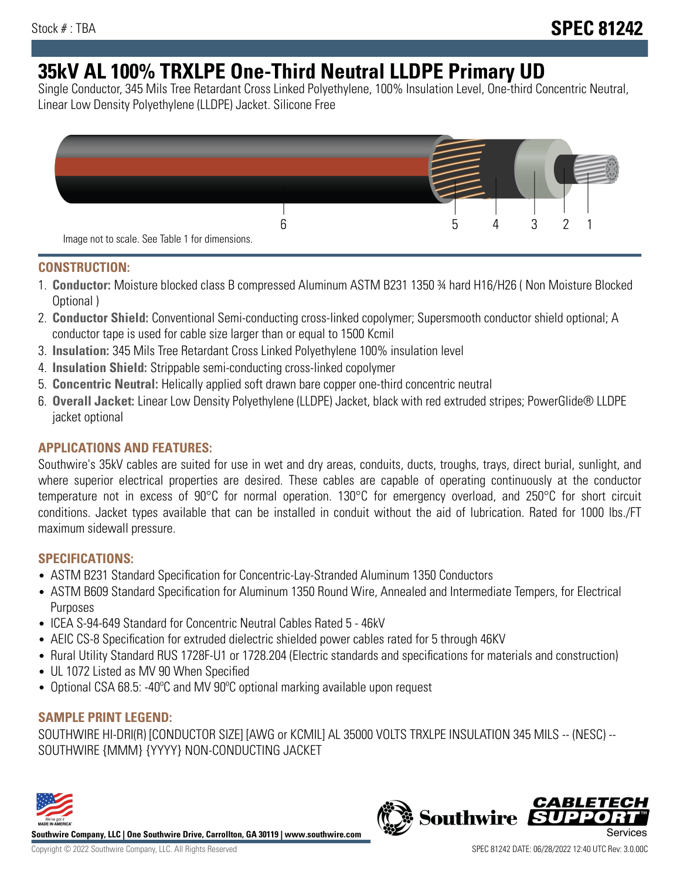Stock # : TBA

# SPEC 81242

# 35kV AL 100% TRXLPE One-Third Neutral LLDPE Primary UD

Single Conductor, 345 Mils Tree Retardant Cross Linked Polyethylene, 100% Insulation Level, One-third Concentric Neutral, Linear Low Density Polyethylene (LLDPE) Jacket. Silicone Free

6 5 4 3 2 1

Image not to scale. See Table 1 for dimensions.

## CONSTRUCTION:

1. **Conductor:** Moisture blocked class B compressed Aluminum ASTM B231 1350 ¾ hard H16/H26 ( Non Moisture Blocked Optional )
2. **Conductor Shield:** Conventional Semi-conducting cross-linked copolymer; Supersmooth conductor shield optional; A conductor tape is used for cable size larger than or equal to 1500 Kcmil
3. **Insulation:** 345 Mils Tree Retardant Cross Linked Polyethylene 100% insulation level
4. **Insulation Shield:** Strippable semi-conducting cross-linked copolymer
5. **Concentric Neutral:** Helically applied soft drawn bare copper one-third concentric neutral
6. **Overall Jacket:** Linear Low Density Polyethylene (LLDPE) Jacket, black with red extruded stripes; PowerGlide® LLDPE jacket optional

## APPLICATIONS AND FEATURES:

Southwire's 35kV cables are suited for use in wet and dry areas, conduits, ducts, troughs, trays, direct burial, sunlight, and where superior electrical properties are desired. These cables are capable of operating continuously at the conductor temperature not in excess of 90°C for normal operation. 130°C for emergency overload, and 250°C for short circuit conditions. Jacket types available that can be installed in conduit without the aid of lubrication. Rated for 1000 lbs./FT maximum sidewall pressure.

## SPECIFICATIONS:

- ASTM B231 Standard Specification for Concentric-Lay-Stranded Aluminum 1350 Conductors
- ASTM B609 Standard Specification for Aluminum 1350 Round Wire, Annealed and Intermediate Tempers, for Electrical Purposes
- ICEA S-94-649 Standard for Concentric Neutral Cables Rated 5 - 46kV
- AEIC CS-8 Specification for extruded dielectric shielded power cables rated for 5 through 46KV
- Rural Utility Standard RUS 1728F-U1 or 1728.204 (Electric standards and specifications for materials and construction)
- UL 1072 Listed as MV 90 When Specified
- Optional CSA 68.5: -40ºC and MV 90ºC optional marking available upon request

## SAMPLE PRINT LEGEND:

SOUTHWIRE HI-DRI(R) [CONDUCTOR SIZE] [AWG or KCMIL] AL 35000 VOLTS TRXLPE INSULATION 345 MILS -- (NESC) -- SOUTHWIRE {MMM} {YYYY} NON-CONDUCTING JACKET

**Southwire Company, LLC | One Southwire Drive, Carrollton, GA 30119 | www.southwire.com**

Copyright © 2022 Southwire Company, LLC. All Rights Reserved

SPEC 81242 DATE: 06/28/2022 12:40 UTC Rev: 3.0.00C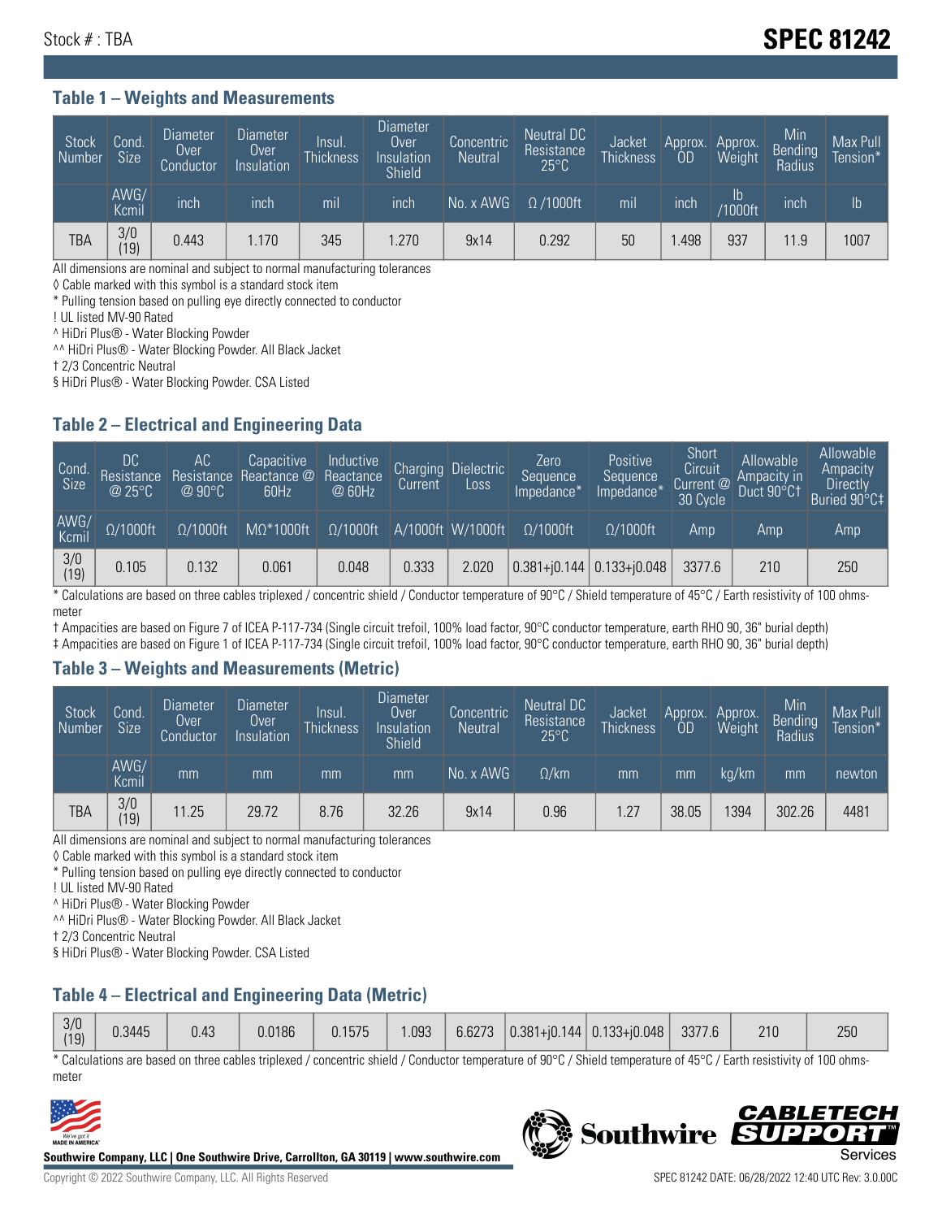Stock # : TBA

# SPEC 81242

### Table 1 – Weights and Measurements

| Stock Number | Cond. Size | Diameter Over Conductor | Diameter Over Insulation | Insul. Thickness | Diameter Over Insulation Shield | Concentric Neutral | Neutral DC Resistance 25°C | Jacket Thickness | Approx. OD | Approx. Weight | Min Bending Radius | Max Pull Tension* |
|---|---|---|---|---|---|---|---|---|---|---|---|---|
| | AWG/ Kcmil | inch | inch | mil | inch | No. x AWG | Ω /1000ft | mil | inch | lb /1000ft | inch | lb |
| TBA | 3/0 (19) | 0.443 | 1.170 | 345 | 1.270 | 9x14 | 0.292 | 50 | 1.498 | 937 | 11.9 | 1007 |

All dimensions are nominal and subject to normal manufacturing tolerances
◊ Cable marked with this symbol is a standard stock item
* Pulling tension based on pulling eye directly connected to conductor
! UL listed MV-90 Rated
^ HiDri Plus® - Water Blocking Powder
^^ HiDri Plus® - Water Blocking Powder. All Black Jacket
† 2/3 Concentric Neutral
§ HiDri Plus® - Water Blocking Powder. CSA Listed

### Table 2 – Electrical and Engineering Data

| Cond. Size | DC Resistance @ 25°C | AC Resistance @ 90°C | Capacitive Reactance @ 60Hz | Inductive Reactance @ 60Hz | Charging Current | Dielectric Loss | Zero Sequence Impedance* | Positive Sequence Impedance* | Short Circuit Current @ 30 Cycle | Allowable Ampacity in Duct 90°C† | Allowable Ampacity Directly Buried 90°C‡ |
|---|---|---|---|---|---|---|---|---|---|---|---|
| AWG/ Kcmil | Ω/1000ft | Ω/1000ft | MΩ*1000ft | Ω/1000ft | A/1000ft | W/1000ft | Ω/1000ft | Ω/1000ft | Amp | Amp | Amp |
| 3/0 (19) | 0.105 | 0.132 | 0.061 | 0.048 | 0.333 | 2.020 | 0.381+j0.144 | 0.133+j0.048 | 3377.6 | 210 | 250 |

* Calculations are based on three cables triplexed / concentric shield / Conductor temperature of 90°C / Shield temperature of 45°C / Earth resistivity of 100 ohms-meter
† Ampacities are based on Figure 7 of ICEA P-117-734 (Single circuit trefoil, 100% load factor, 90°C conductor temperature, earth RHO 90, 36" burial depth)
‡ Ampacities are based on Figure 1 of ICEA P-117-734 (Single circuit trefoil, 100% load factor, 90°C conductor temperature, earth RHO 90, 36" burial depth)

### Table 3 – Weights and Measurements (Metric)

| Stock Number | Cond. Size | Diameter Over Conductor | Diameter Over Insulation | Insul. Thickness | Diameter Over Insulation Shield | Concentric Neutral | Neutral DC Resistance 25°C | Jacket Thickness | Approx. OD | Approx. Weight | Min Bending Radius | Max Pull Tension* |
|---|---|---|---|---|---|---|---|---|---|---|---|---|
| | AWG/ Kcmil | mm | mm | mm | mm | No. x AWG | Ω/km | mm | mm | kg/km | mm | newton |
| TBA | 3/0 (19) | 11.25 | 29.72 | 8.76 | 32.26 | 9x14 | 0.96 | 1.27 | 38.05 | 1394 | 302.26 | 4481 |

All dimensions are nominal and subject to normal manufacturing tolerances
◊ Cable marked with this symbol is a standard stock item
* Pulling tension based on pulling eye directly connected to conductor
! UL listed MV-90 Rated
^ HiDri Plus® - Water Blocking Powder
^^ HiDri Plus® - Water Blocking Powder. All Black Jacket
† 2/3 Concentric Neutral
§ HiDri Plus® - Water Blocking Powder. CSA Listed

### Table 4 – Electrical and Engineering Data (Metric)

| | | | | | | | | | | | |
|---|---|---|---|---|---|---|---|---|---|---|---|
| 3/0 (19) | 0.3445 | 0.43 | 0.0186 | 0.1575 | 1.093 | 6.6273 | 0.381+j0.144 | 0.133+j0.048 | 3377.6 | 210 | 250 |

* Calculations are based on three cables triplexed / concentric shield / Conductor temperature of 90°C / Shield temperature of 45°C / Earth resistivity of 100 ohms-meter

Southwire Company, LLC | One Southwire Drive, Carrollton, GA 30119 | www.southwire.com

Copyright © 2022 Southwire Company, LLC. All Rights Reserved

SPEC 81242 DATE: 06/28/2022 12:40 UTC Rev: 3.0.00C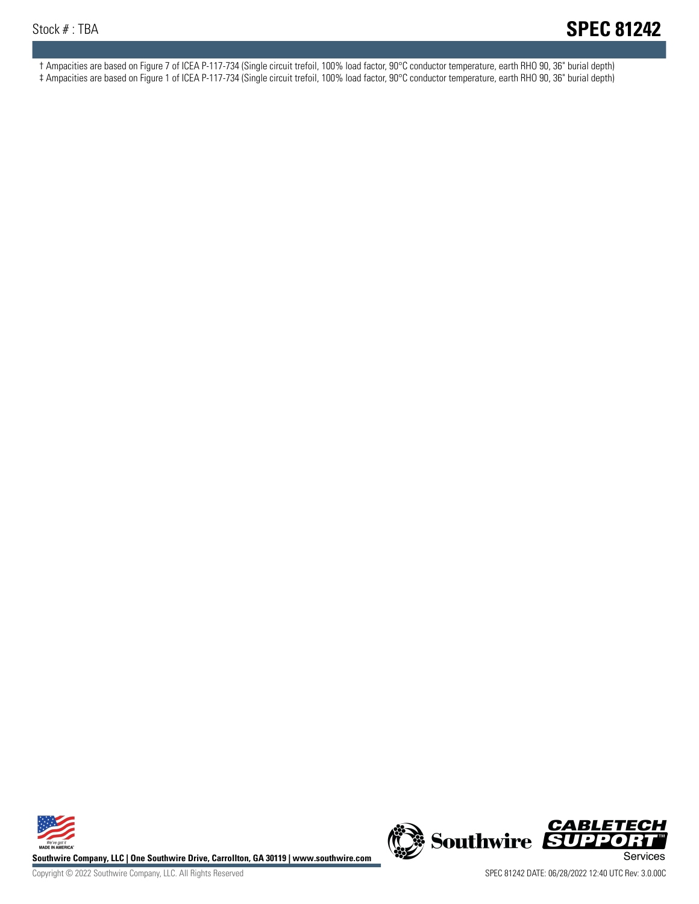† Ampacities are based on Figure 7 of ICEA P-117-734 (Single circuit trefoil, 100% load factor, 90°C conductor temperature, earth RHO 90, 36" burial depth)

‡ Ampacities are based on Figure 1 of ICEA P-117-734 (Single circuit trefoil, 100% load factor, 90°C conductor temperature, earth RHO 90, 36" burial depth)